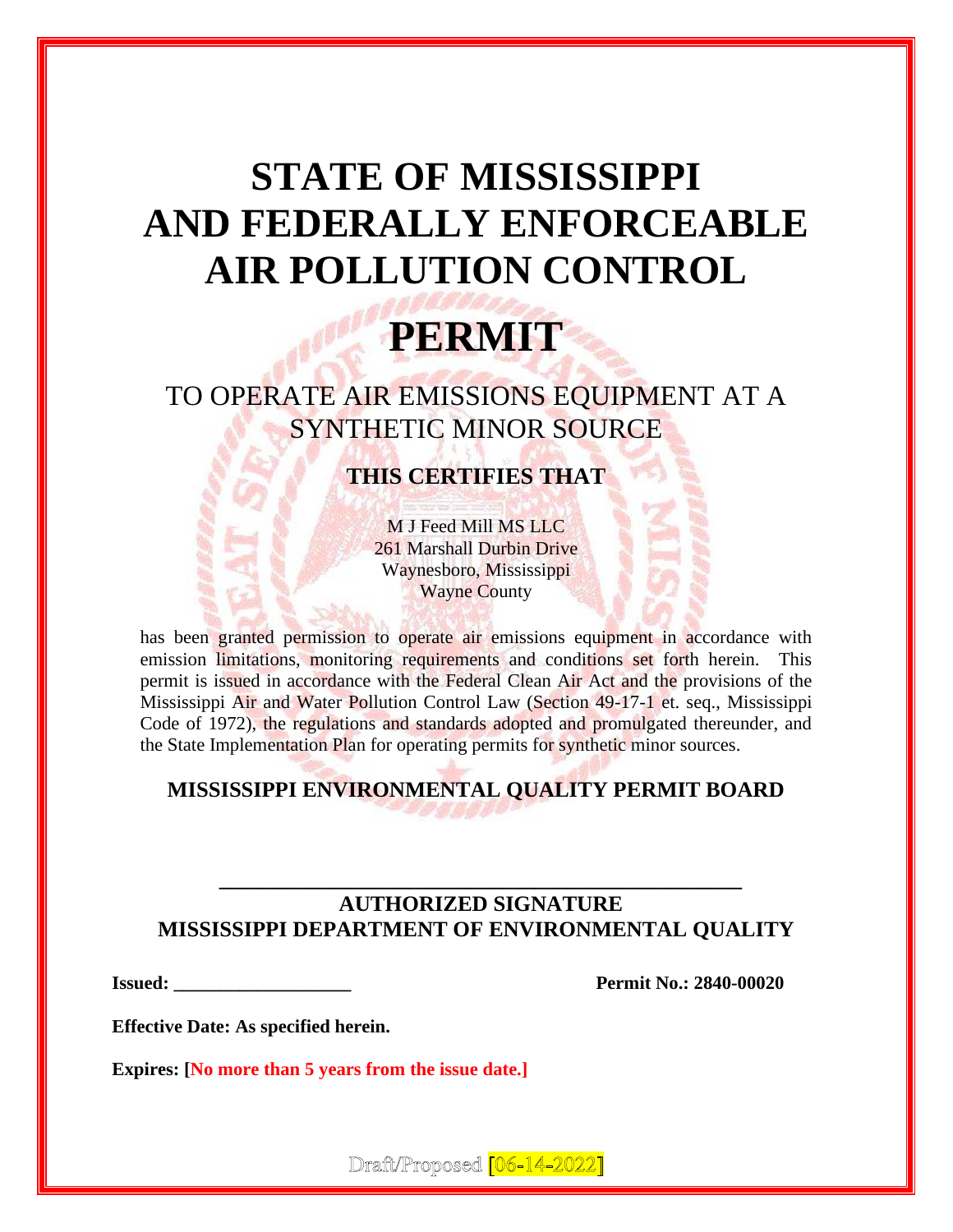# STATE OF MISSISSIPPI AND FEDERALLY ENFORCEABLE AIR POLLUTION CONTROL

# PERMIT

## TO OPERATE AIR EMISSIONS EQUIPMENT AT A SYNTHETIC MINOR SOURCE

### THIS CERTIFIES THAT

M J Feed Mill MS LLC
261 Marshall Durbin Drive
Waynesboro, Mississippi
Wayne County

has been granted permission to operate air emissions equipment in accordance with emission limitations, monitoring requirements and conditions set forth herein. This permit is issued in accordance with the Federal Clean Air Act and the provisions of the Mississippi Air and Water Pollution Control Law (Section 49-17-1 et. seq., Mississippi Code of 1972), the regulations and standards adopted and promulgated thereunder, and the State Implementation Plan for operating permits for synthetic minor sources.

**MISSISSIPPI ENVIRONMENTAL QUALITY PERMIT BOARD**

\_\_\_\_\_\_\_\_\_\_\_\_\_\_\_\_\_\_\_\_\_\_\_\_\_\_\_\_\_\_\_\_\_\_\_\_\_\_\_\_\_\_\_\_\_\_\_\_

**AUTHORIZED SIGNATURE**
**MISSISSIPPI DEPARTMENT OF ENVIRONMENTAL QUALITY**

**Issued: \_\_\_\_\_\_\_\_\_\_\_\_\_\_\_\_\_\_\_** **Permit No.: 2840-00020**

**Effective Date: As specified herein.**

**Expires: [No more than 5 years from the issue date.]**

Draft/Proposed [06-14-2022]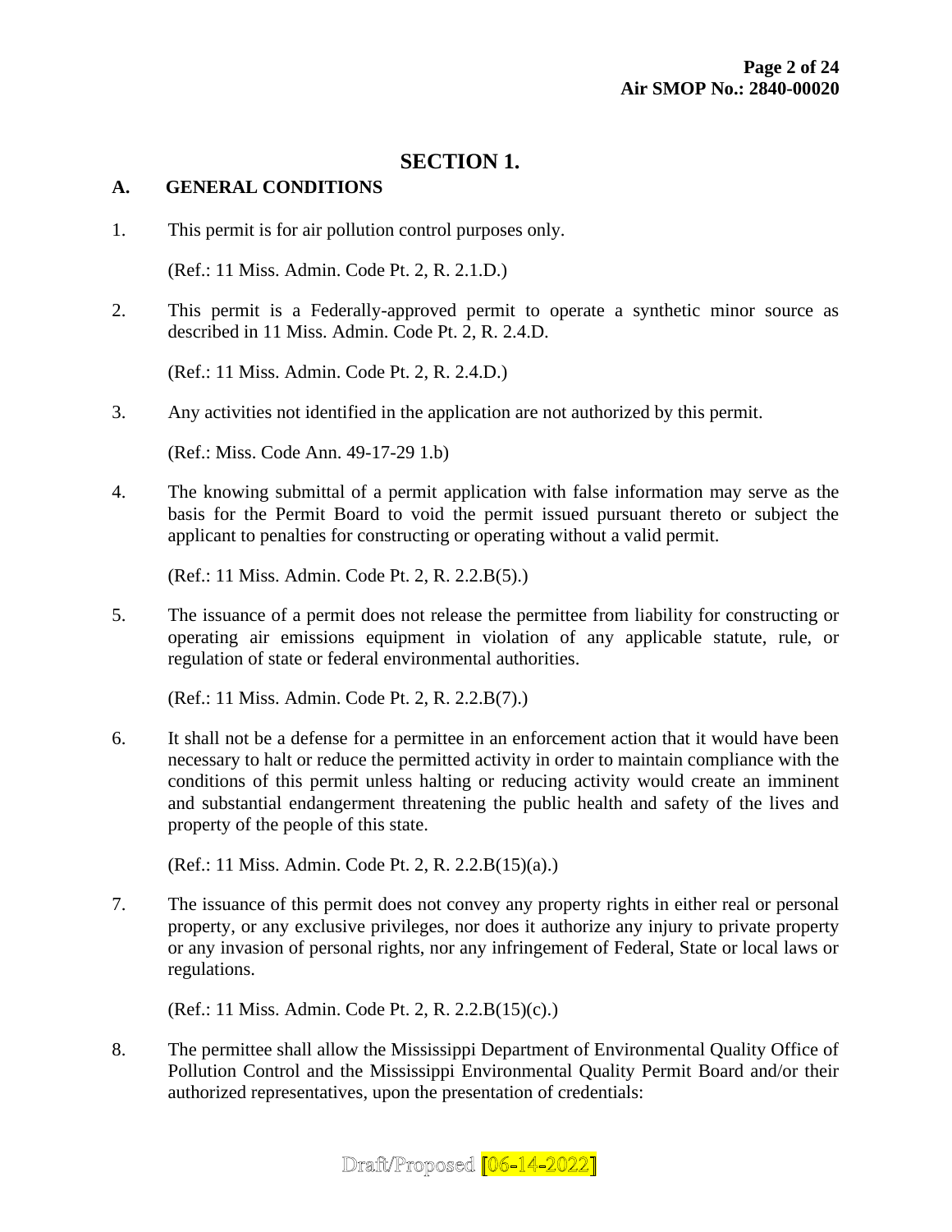# SECTION 1.

## A. GENERAL CONDITIONS

1. This permit is for air pollution control purposes only.

   (Ref.: 11 Miss. Admin. Code Pt. 2, R. 2.1.D.)

2. This permit is a Federally-approved permit to operate a synthetic minor source as described in 11 Miss. Admin. Code Pt. 2, R. 2.4.D.

   (Ref.: 11 Miss. Admin. Code Pt. 2, R. 2.4.D.)

3. Any activities not identified in the application are not authorized by this permit.

   (Ref.: Miss. Code Ann. 49-17-29 1.b)

4. The knowing submittal of a permit application with false information may serve as the basis for the Permit Board to void the permit issued pursuant thereto or subject the applicant to penalties for constructing or operating without a valid permit.

   (Ref.: 11 Miss. Admin. Code Pt. 2, R. 2.2.B(5).)

5. The issuance of a permit does not release the permittee from liability for constructing or operating air emissions equipment in violation of any applicable statute, rule, or regulation of state or federal environmental authorities.

   (Ref.: 11 Miss. Admin. Code Pt. 2, R. 2.2.B(7).)

6. It shall not be a defense for a permittee in an enforcement action that it would have been necessary to halt or reduce the permitted activity in order to maintain compliance with the conditions of this permit unless halting or reducing activity would create an imminent and substantial endangerment threatening the public health and safety of the lives and property of the people of this state.

   (Ref.: 11 Miss. Admin. Code Pt. 2, R. 2.2.B(15)(a).)

7. The issuance of this permit does not convey any property rights in either real or personal property, or any exclusive privileges, nor does it authorize any injury to private property or any invasion of personal rights, nor any infringement of Federal, State or local laws or regulations.

   (Ref.: 11 Miss. Admin. Code Pt. 2, R. 2.2.B(15)(c).)

8. The permittee shall allow the Mississippi Department of Environmental Quality Office of Pollution Control and the Mississippi Environmental Quality Permit Board and/or their authorized representatives, upon the presentation of credentials:

Draft/Proposed [06-14-2022]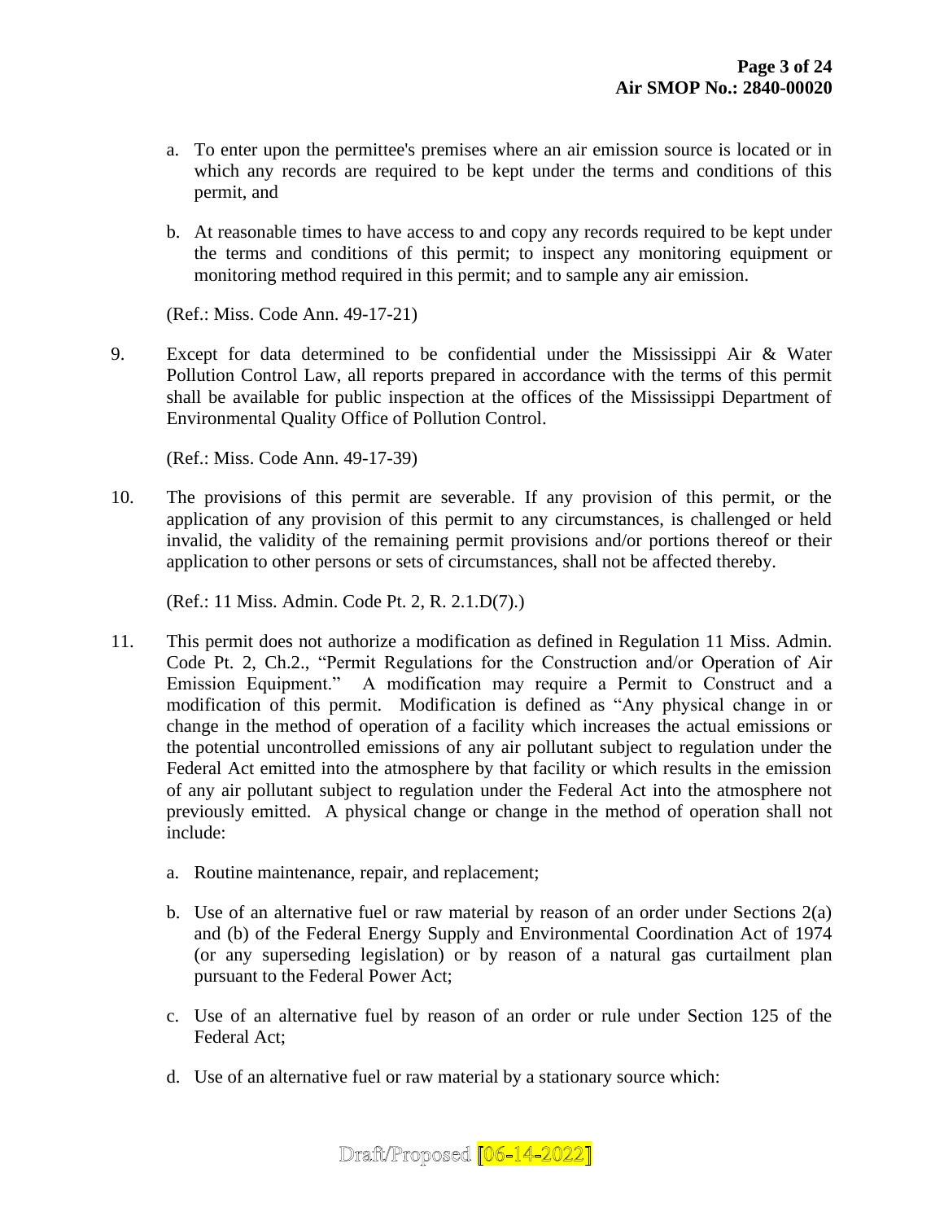a. To enter upon the permittee's premises where an air emission source is located or in which any records are required to be kept under the terms and conditions of this permit, and

b. At reasonable times to have access to and copy any records required to be kept under the terms and conditions of this permit; to inspect any monitoring equipment or monitoring method required in this permit; and to sample any air emission.

(Ref.: Miss. Code Ann. 49-17-21)

9. Except for data determined to be confidential under the Mississippi Air & Water Pollution Control Law, all reports prepared in accordance with the terms of this permit shall be available for public inspection at the offices of the Mississippi Department of Environmental Quality Office of Pollution Control.

   (Ref.: Miss. Code Ann. 49-17-39)

10. The provisions of this permit are severable. If any provision of this permit, or the application of any provision of this permit to any circumstances, is challenged or held invalid, the validity of the remaining permit provisions and/or portions thereof or their application to other persons or sets of circumstances, shall not be affected thereby.

    (Ref.: 11 Miss. Admin. Code Pt. 2, R. 2.1.D(7).)

11. This permit does not authorize a modification as defined in Regulation 11 Miss. Admin. Code Pt. 2, Ch.2., "Permit Regulations for the Construction and/or Operation of Air Emission Equipment." A modification may require a Permit to Construct and a modification of this permit. Modification is defined as "Any physical change in or change in the method of operation of a facility which increases the actual emissions or the potential uncontrolled emissions of any air pollutant subject to regulation under the Federal Act emitted into the atmosphere by that facility or which results in the emission of any air pollutant subject to regulation under the Federal Act into the atmosphere not previously emitted. A physical change or change in the method of operation shall not include:

    a. Routine maintenance, repair, and replacement;

    b. Use of an alternative fuel or raw material by reason of an order under Sections 2(a) and (b) of the Federal Energy Supply and Environmental Coordination Act of 1974 (or any superseding legislation) or by reason of a natural gas curtailment plan pursuant to the Federal Power Act;

    c. Use of an alternative fuel by reason of an order or rule under Section 125 of the Federal Act;

    d. Use of an alternative fuel or raw material by a stationary source which:

Draft/Proposed [06-14-2022]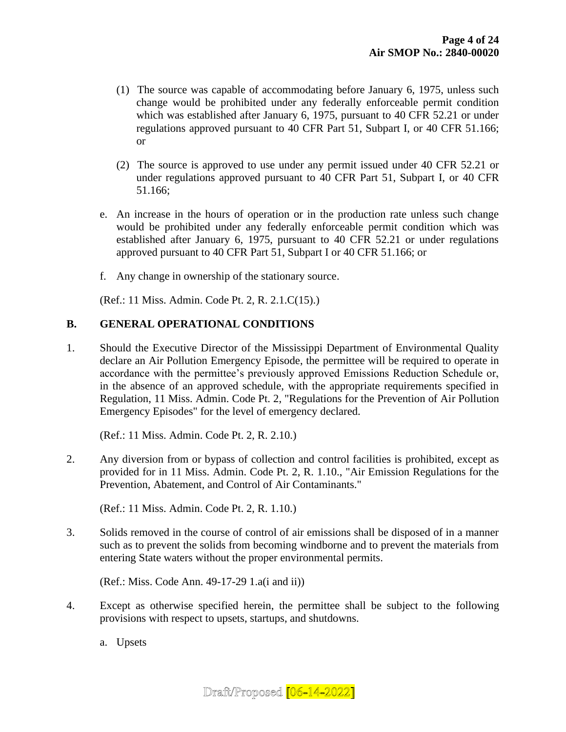(1) The source was capable of accommodating before January 6, 1975, unless such change would be prohibited under any federally enforceable permit condition which was established after January 6, 1975, pursuant to 40 CFR 52.21 or under regulations approved pursuant to 40 CFR Part 51, Subpart I, or 40 CFR 51.166; or

(2) The source is approved to use under any permit issued under 40 CFR 52.21 or under regulations approved pursuant to 40 CFR Part 51, Subpart I, or 40 CFR 51.166;

e. An increase in the hours of operation or in the production rate unless such change would be prohibited under any federally enforceable permit condition which was established after January 6, 1975, pursuant to 40 CFR 52.21 or under regulations approved pursuant to 40 CFR Part 51, Subpart I or 40 CFR 51.166; or

f. Any change in ownership of the stationary source.

(Ref.: 11 Miss. Admin. Code Pt. 2, R. 2.1.C(15).)

## B. GENERAL OPERATIONAL CONDITIONS

1. Should the Executive Director of the Mississippi Department of Environmental Quality declare an Air Pollution Emergency Episode, the permittee will be required to operate in accordance with the permittee's previously approved Emissions Reduction Schedule or, in the absence of an approved schedule, with the appropriate requirements specified in Regulation, 11 Miss. Admin. Code Pt. 2, "Regulations for the Prevention of Air Pollution Emergency Episodes" for the level of emergency declared.

   (Ref.: 11 Miss. Admin. Code Pt. 2, R. 2.10.)

2. Any diversion from or bypass of collection and control facilities is prohibited, except as provided for in 11 Miss. Admin. Code Pt. 2, R. 1.10., "Air Emission Regulations for the Prevention, Abatement, and Control of Air Contaminants."

   (Ref.: 11 Miss. Admin. Code Pt. 2, R. 1.10.)

3. Solids removed in the course of control of air emissions shall be disposed of in a manner such as to prevent the solids from becoming windborne and to prevent the materials from entering State waters without the proper environmental permits.

   (Ref.: Miss. Code Ann. 49-17-29 1.a(i and ii))

4. Except as otherwise specified herein, the permittee shall be subject to the following provisions with respect to upsets, startups, and shutdowns.

   a. Upsets

Draft/Proposed [06-14-2022]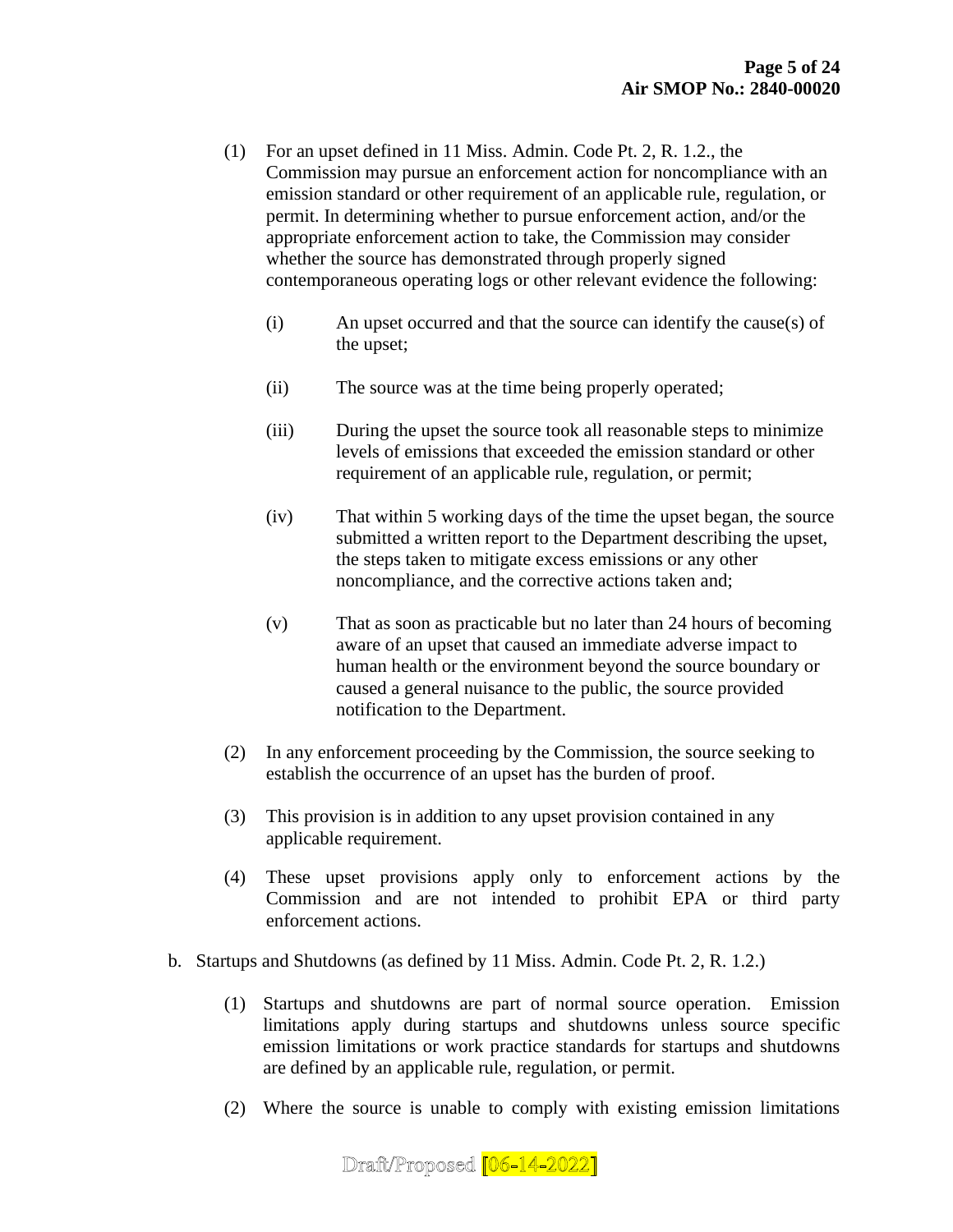(1) For an upset defined in 11 Miss. Admin. Code Pt. 2, R. 1.2., the Commission may pursue an enforcement action for noncompliance with an emission standard or other requirement of an applicable rule, regulation, or permit. In determining whether to pursue enforcement action, and/or the appropriate enforcement action to take, the Commission may consider whether the source has demonstrated through properly signed contemporaneous operating logs or other relevant evidence the following:

   (i) An upset occurred and that the source can identify the cause(s) of the upset;

   (ii) The source was at the time being properly operated;

   (iii) During the upset the source took all reasonable steps to minimize levels of emissions that exceeded the emission standard or other requirement of an applicable rule, regulation, or permit;

   (iv) That within 5 working days of the time the upset began, the source submitted a written report to the Department describing the upset, the steps taken to mitigate excess emissions or any other noncompliance, and the corrective actions taken and;

   (v) That as soon as practicable but no later than 24 hours of becoming aware of an upset that caused an immediate adverse impact to human health or the environment beyond the source boundary or caused a general nuisance to the public, the source provided notification to the Department.

(2) In any enforcement proceeding by the Commission, the source seeking to establish the occurrence of an upset has the burden of proof.

(3) This provision is in addition to any upset provision contained in any applicable requirement.

(4) These upset provisions apply only to enforcement actions by the Commission and are not intended to prohibit EPA or third party enforcement actions.

b. Startups and Shutdowns (as defined by 11 Miss. Admin. Code Pt. 2, R. 1.2.)

   (1) Startups and shutdowns are part of normal source operation. Emission limitations apply during startups and shutdowns unless source specific emission limitations or work practice standards for startups and shutdowns are defined by an applicable rule, regulation, or permit.

   (2) Where the source is unable to comply with existing emission limitations

Draft/Proposed [06-14-2022]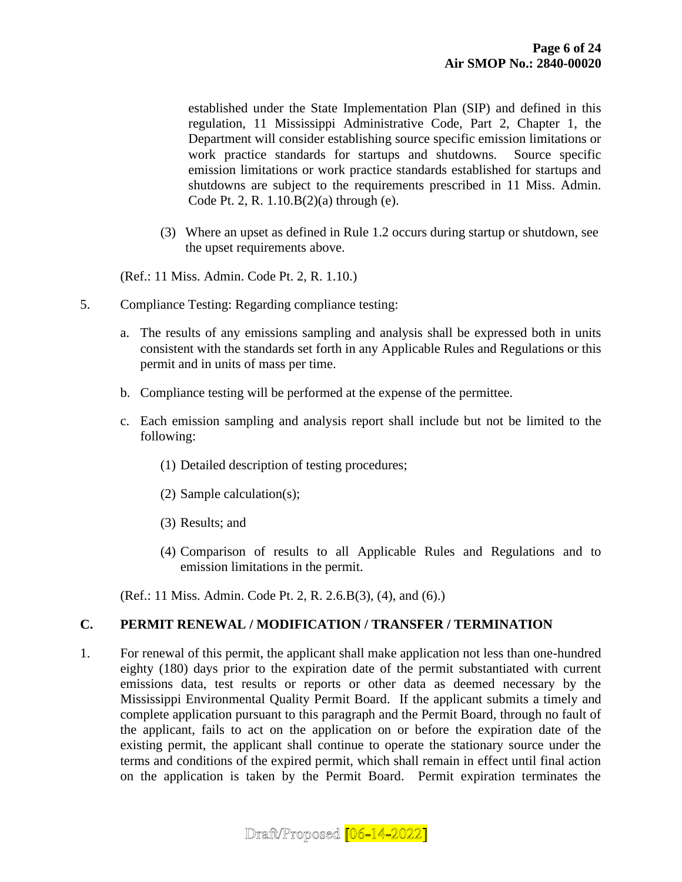established under the State Implementation Plan (SIP) and defined in this regulation, 11 Mississippi Administrative Code, Part 2, Chapter 1, the Department will consider establishing source specific emission limitations or work practice standards for startups and shutdowns. Source specific emission limitations or work practice standards established for startups and shutdowns are subject to the requirements prescribed in 11 Miss. Admin. Code Pt. 2, R. 1.10.B(2)(a) through (e).

(3) Where an upset as defined in Rule 1.2 occurs during startup or shutdown, see the upset requirements above.

(Ref.: 11 Miss. Admin. Code Pt. 2, R. 1.10.)

5. Compliance Testing: Regarding compliance testing:

   a. The results of any emissions sampling and analysis shall be expressed both in units consistent with the standards set forth in any Applicable Rules and Regulations or this permit and in units of mass per time.

   b. Compliance testing will be performed at the expense of the permittee.

   c. Each emission sampling and analysis report shall include but not be limited to the following:

      (1) Detailed description of testing procedures;

      (2) Sample calculation(s);

      (3) Results; and

      (4) Comparison of results to all Applicable Rules and Regulations and to emission limitations in the permit.

   (Ref.: 11 Miss. Admin. Code Pt. 2, R. 2.6.B(3), (4), and (6).)

## C. PERMIT RENEWAL / MODIFICATION / TRANSFER / TERMINATION

1. For renewal of this permit, the applicant shall make application not less than one-hundred eighty (180) days prior to the expiration date of the permit substantiated with current emissions data, test results or reports or other data as deemed necessary by the Mississippi Environmental Quality Permit Board. If the applicant submits a timely and complete application pursuant to this paragraph and the Permit Board, through no fault of the applicant, fails to act on the application on or before the expiration date of the existing permit, the applicant shall continue to operate the stationary source under the terms and conditions of the expired permit, which shall remain in effect until final action on the application is taken by the Permit Board. Permit expiration terminates the

Draft/Proposed [06-14-2022]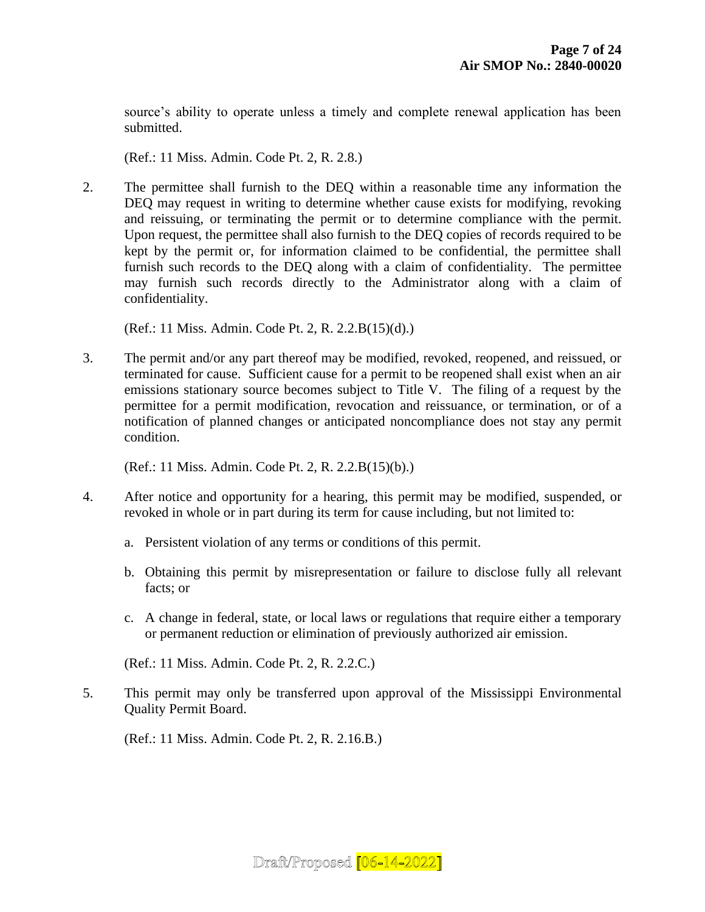source's ability to operate unless a timely and complete renewal application has been submitted.

(Ref.: 11 Miss. Admin. Code Pt. 2, R. 2.8.)

2. The permittee shall furnish to the DEQ within a reasonable time any information the DEQ may request in writing to determine whether cause exists for modifying, revoking and reissuing, or terminating the permit or to determine compliance with the permit. Upon request, the permittee shall also furnish to the DEQ copies of records required to be kept by the permit or, for information claimed to be confidential, the permittee shall furnish such records to the DEQ along with a claim of confidentiality. The permittee may furnish such records directly to the Administrator along with a claim of confidentiality.

   (Ref.: 11 Miss. Admin. Code Pt. 2, R. 2.2.B(15)(d).)

3. The permit and/or any part thereof may be modified, revoked, reopened, and reissued, or terminated for cause. Sufficient cause for a permit to be reopened shall exist when an air emissions stationary source becomes subject to Title V. The filing of a request by the permittee for a permit modification, revocation and reissuance, or termination, or of a notification of planned changes or anticipated noncompliance does not stay any permit condition.

   (Ref.: 11 Miss. Admin. Code Pt. 2, R. 2.2.B(15)(b).)

4. After notice and opportunity for a hearing, this permit may be modified, suspended, or revoked in whole or in part during its term for cause including, but not limited to:

   a. Persistent violation of any terms or conditions of this permit.

   b. Obtaining this permit by misrepresentation or failure to disclose fully all relevant facts; or

   c. A change in federal, state, or local laws or regulations that require either a temporary or permanent reduction or elimination of previously authorized air emission.

   (Ref.: 11 Miss. Admin. Code Pt. 2, R. 2.2.C.)

5. This permit may only be transferred upon approval of the Mississippi Environmental Quality Permit Board.

   (Ref.: 11 Miss. Admin. Code Pt. 2, R. 2.16.B.)

Draft/Proposed [06-14-2022]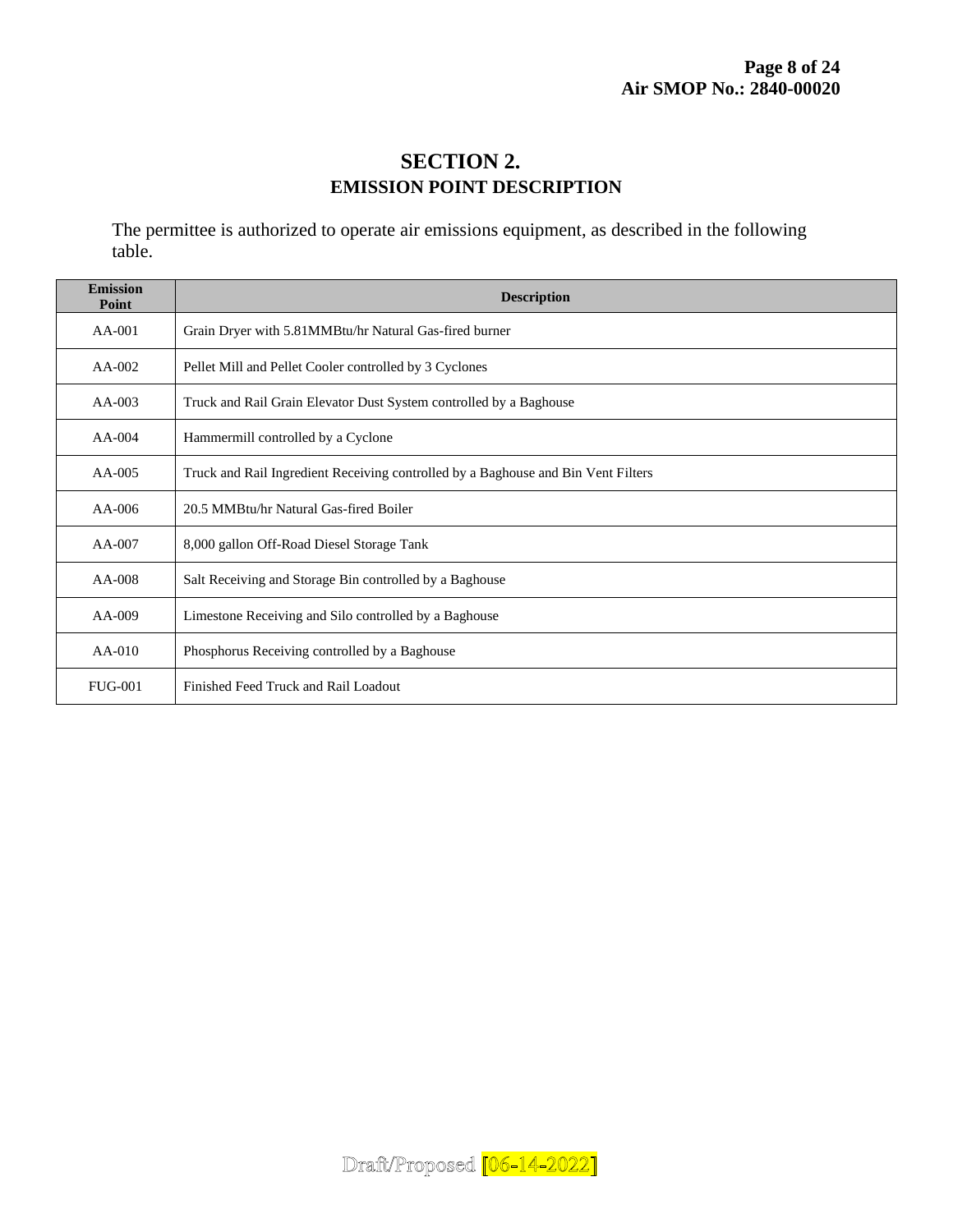# SECTION 2.
## EMISSION POINT DESCRIPTION

The permittee is authorized to operate air emissions equipment, as described in the following table.

| Emission Point | Description |
|---|---|
| AA-001 | Grain Dryer with 5.81MMBtu/hr Natural Gas-fired burner |
| AA-002 | Pellet Mill and Pellet Cooler controlled by 3 Cyclones |
| AA-003 | Truck and Rail Grain Elevator Dust System controlled by a Baghouse |
| AA-004 | Hammermill controlled by a Cyclone |
| AA-005 | Truck and Rail Ingredient Receiving controlled by a Baghouse and Bin Vent Filters |
| AA-006 | 20.5 MMBtu/hr Natural Gas-fired Boiler |
| AA-007 | 8,000 gallon Off-Road Diesel Storage Tank |
| AA-008 | Salt Receiving and Storage Bin controlled by a Baghouse |
| AA-009 | Limestone Receiving and Silo controlled by a Baghouse |
| AA-010 | Phosphorus Receiving controlled by a Baghouse |
| FUG-001 | Finished Feed Truck and Rail Loadout |

Draft/Proposed [06-14-2022]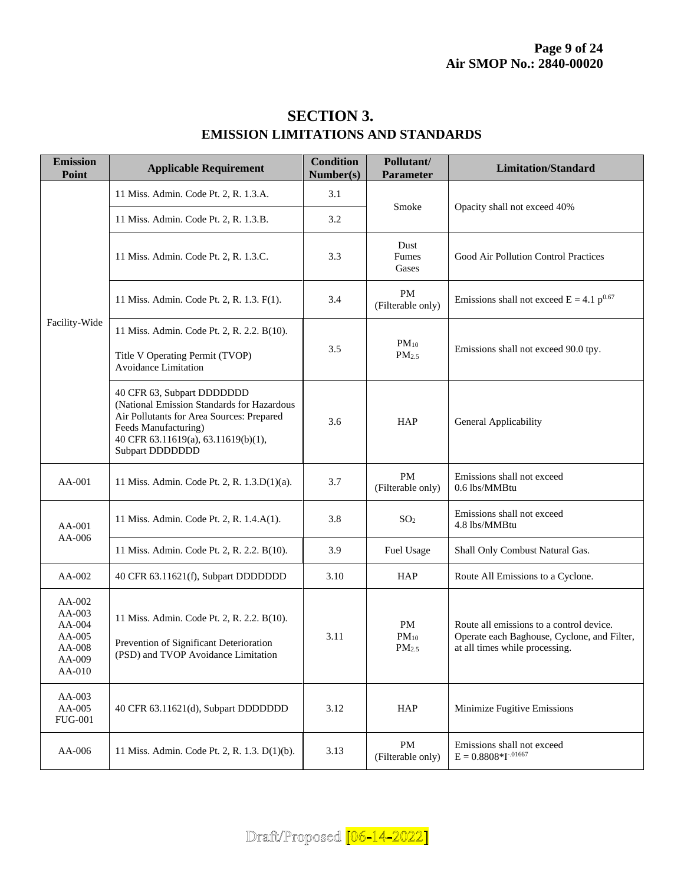# SECTION 3.
## EMISSION LIMITATIONS AND STANDARDS

| Emission Point | Applicable Requirement | Condition Number(s) | Pollutant/ Parameter | Limitation/Standard |
|---|---|---|---|---|
| Facility-Wide | 11 Miss. Admin. Code Pt. 2, R. 1.3.A. | 3.1 | Smoke | Opacity shall not exceed 40% |
| | 11 Miss. Admin. Code Pt. 2, R. 1.3.B. | 3.2 | | |
| | 11 Miss. Admin. Code Pt. 2, R. 1.3.C. | 3.3 | Dust Fumes Gases | Good Air Pollution Control Practices |
| | 11 Miss. Admin. Code Pt. 2, R. 1.3. F(1). | 3.4 | PM (Filterable only) | Emissions shall not exceed $E = 4.1\ p^{0.67}$ |
| | 11 Miss. Admin. Code Pt. 2, R. 2.2. B(10).<br><br>Title V Operating Permit (TVOP) Avoidance Limitation | 3.5 | $PM_{10}$<br>$PM_{2.5}$ | Emissions shall not exceed 90.0 tpy. |
| | 40 CFR 63, Subpart DDDDDDD (National Emission Standards for Hazardous Air Pollutants for Area Sources: Prepared Feeds Manufacturing)<br>40 CFR 63.11619(a), 63.11619(b)(1), Subpart DDDDDDD | 3.6 | HAP | General Applicability |
| AA-001 | 11 Miss. Admin. Code Pt. 2, R. 1.3.D(1)(a). | 3.7 | PM (Filterable only) | Emissions shall not exceed 0.6 lbs/MMBtu |
| AA-001<br>AA-006 | 11 Miss. Admin. Code Pt. 2, R. 1.4.A(1). | 3.8 | $SO_2$ | Emissions shall not exceed 4.8 lbs/MMBtu |
| | 11 Miss. Admin. Code Pt. 2, R. 2.2. B(10). | 3.9 | Fuel Usage | Shall Only Combust Natural Gas. |
| AA-002 | 40 CFR 63.11621(f), Subpart DDDDDDD | 3.10 | HAP | Route All Emissions to a Cyclone. |
| AA-002<br>AA-003<br>AA-004<br>AA-005<br>AA-008<br>AA-009<br>AA-010 | 11 Miss. Admin. Code Pt. 2, R. 2.2. B(10).<br><br>Prevention of Significant Deterioration (PSD) and TVOP Avoidance Limitation | 3.11 | PM<br>$PM_{10}$<br>$PM_{2.5}$ | Route all emissions to a control device. Operate each Baghouse, Cyclone, and Filter, at all times while processing. |
| AA-003<br>AA-005<br>FUG-001 | 40 CFR 63.11621(d), Subpart DDDDDDD | 3.12 | HAP | Minimize Fugitive Emissions |
| AA-006 | 11 Miss. Admin. Code Pt. 2, R. 1.3. D(1)(b). | 3.13 | PM (Filterable only) | Emissions shall not exceed $E = 0.8808{*}I^{-.01667}$ |

Draft/Proposed [06-14-2022]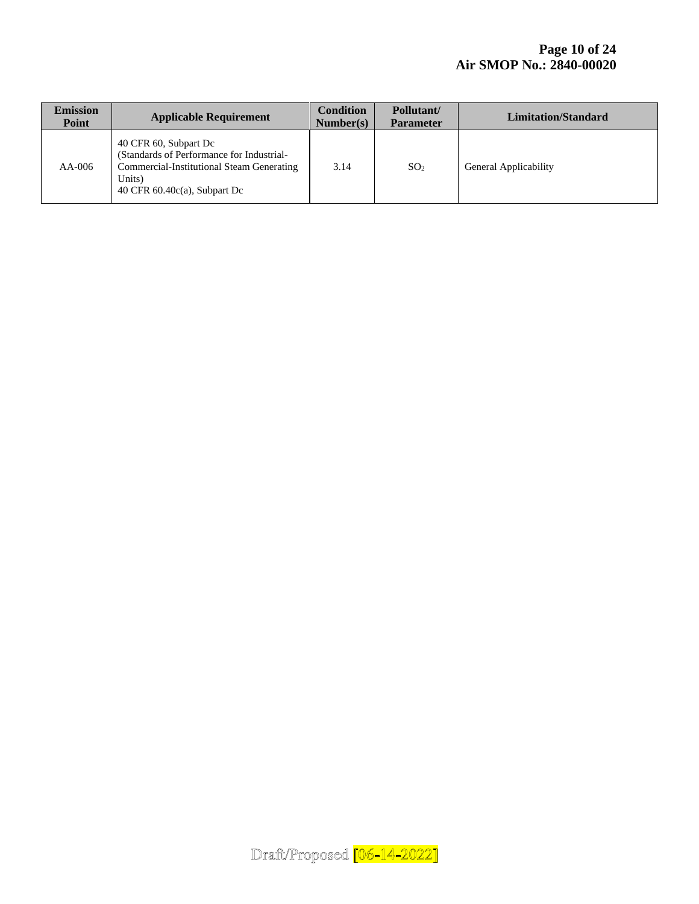| Emission Point | Applicable Requirement | Condition Number(s) | Pollutant/ Parameter | Limitation/Standard |
|---|---|---|---|---|
| AA-006 | 40 CFR 60, Subpart Dc (Standards of Performance for Industrial-Commercial-Institutional Steam Generating Units) 40 CFR 60.40c(a), Subpart Dc | 3.14 | $SO_2$ | General Applicability |

Draft/Proposed [06-14-2022]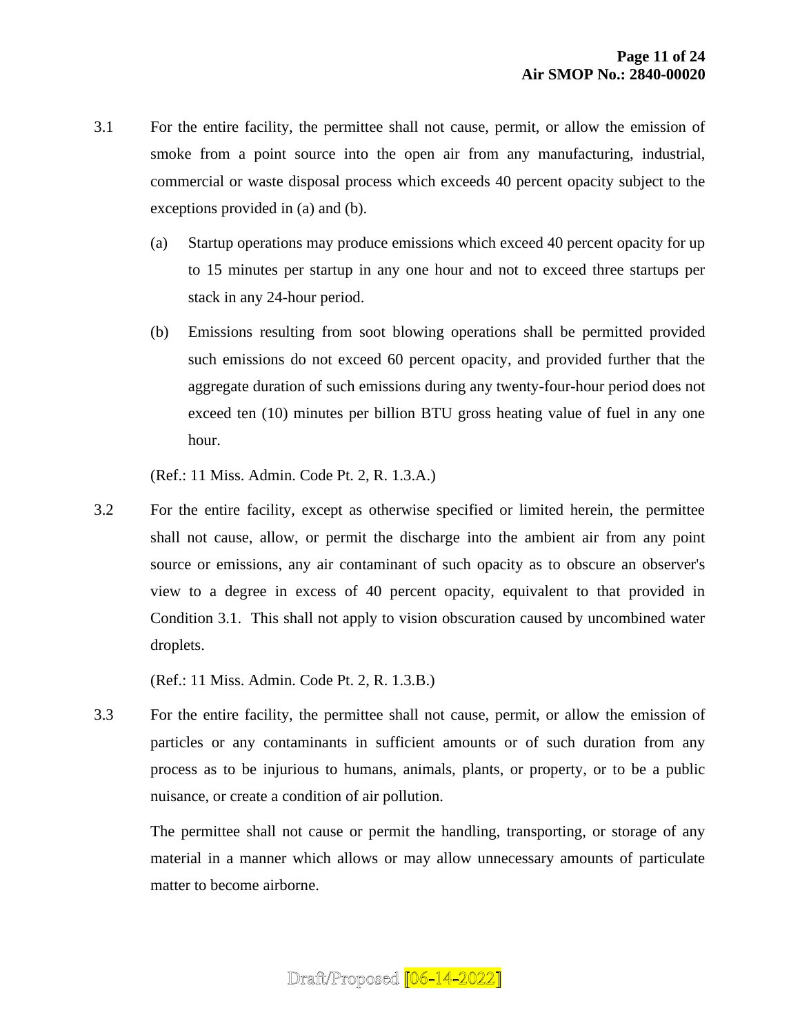3.1 For the entire facility, the permittee shall not cause, permit, or allow the emission of smoke from a point source into the open air from any manufacturing, industrial, commercial or waste disposal process which exceeds 40 percent opacity subject to the exceptions provided in (a) and (b).

   (a) Startup operations may produce emissions which exceed 40 percent opacity for up to 15 minutes per startup in any one hour and not to exceed three startups per stack in any 24-hour period.

   (b) Emissions resulting from soot blowing operations shall be permitted provided such emissions do not exceed 60 percent opacity, and provided further that the aggregate duration of such emissions during any twenty-four-hour period does not exceed ten (10) minutes per billion BTU gross heating value of fuel in any one hour.

   (Ref.: 11 Miss. Admin. Code Pt. 2, R. 1.3.A.)

3.2 For the entire facility, except as otherwise specified or limited herein, the permittee shall not cause, allow, or permit the discharge into the ambient air from any point source or emissions, any air contaminant of such opacity as to obscure an observer's view to a degree in excess of 40 percent opacity, equivalent to that provided in Condition 3.1. This shall not apply to vision obscuration caused by uncombined water droplets.

   (Ref.: 11 Miss. Admin. Code Pt. 2, R. 1.3.B.)

3.3 For the entire facility, the permittee shall not cause, permit, or allow the emission of particles or any contaminants in sufficient amounts or of such duration from any process as to be injurious to humans, animals, plants, or property, or to be a public nuisance, or create a condition of air pollution.

   The permittee shall not cause or permit the handling, transporting, or storage of any material in a manner which allows or may allow unnecessary amounts of particulate matter to become airborne.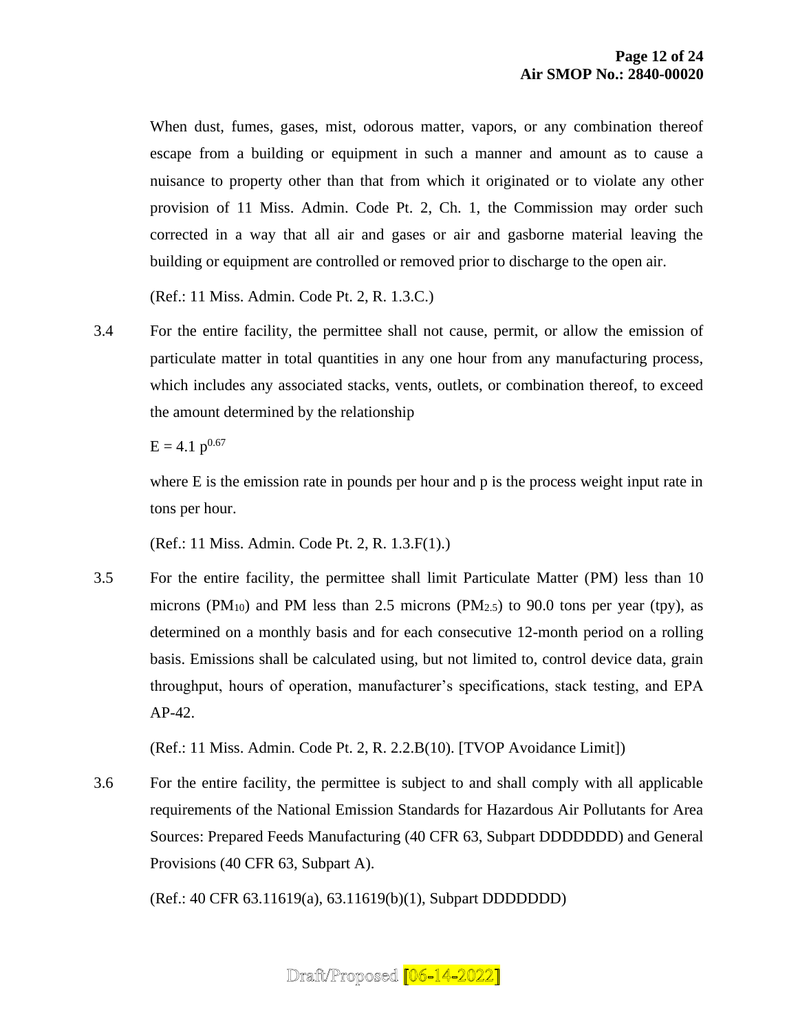When dust, fumes, gases, mist, odorous matter, vapors, or any combination thereof escape from a building or equipment in such a manner and amount as to cause a nuisance to property other than that from which it originated or to violate any other provision of 11 Miss. Admin. Code Pt. 2, Ch. 1, the Commission may order such corrected in a way that all air and gases or air and gasborne material leaving the building or equipment are controlled or removed prior to discharge to the open air.

(Ref.: 11 Miss. Admin. Code Pt. 2, R. 1.3.C.)

3.4 For the entire facility, the permittee shall not cause, permit, or allow the emission of particulate matter in total quantities in any one hour from any manufacturing process, which includes any associated stacks, vents, outlets, or combination thereof, to exceed the amount determined by the relationship

$$E = 4.1\ p^{0.67}$$

where E is the emission rate in pounds per hour and p is the process weight input rate in tons per hour.

(Ref.: 11 Miss. Admin. Code Pt. 2, R. 1.3.F(1).)

3.5 For the entire facility, the permittee shall limit Particulate Matter (PM) less than 10 microns ($PM_{10}$) and PM less than 2.5 microns ($PM_{2.5}$) to 90.0 tons per year (tpy), as determined on a monthly basis and for each consecutive 12-month period on a rolling basis. Emissions shall be calculated using, but not limited to, control device data, grain throughput, hours of operation, manufacturer's specifications, stack testing, and EPA AP-42.

(Ref.: 11 Miss. Admin. Code Pt. 2, R. 2.2.B(10). [TVOP Avoidance Limit])

3.6 For the entire facility, the permittee is subject to and shall comply with all applicable requirements of the National Emission Standards for Hazardous Air Pollutants for Area Sources: Prepared Feeds Manufacturing (40 CFR 63, Subpart DDDDDDD) and General Provisions (40 CFR 63, Subpart A).

(Ref.: 40 CFR 63.11619(a), 63.11619(b)(1), Subpart DDDDDDD)

Draft/Proposed [06-14-2022]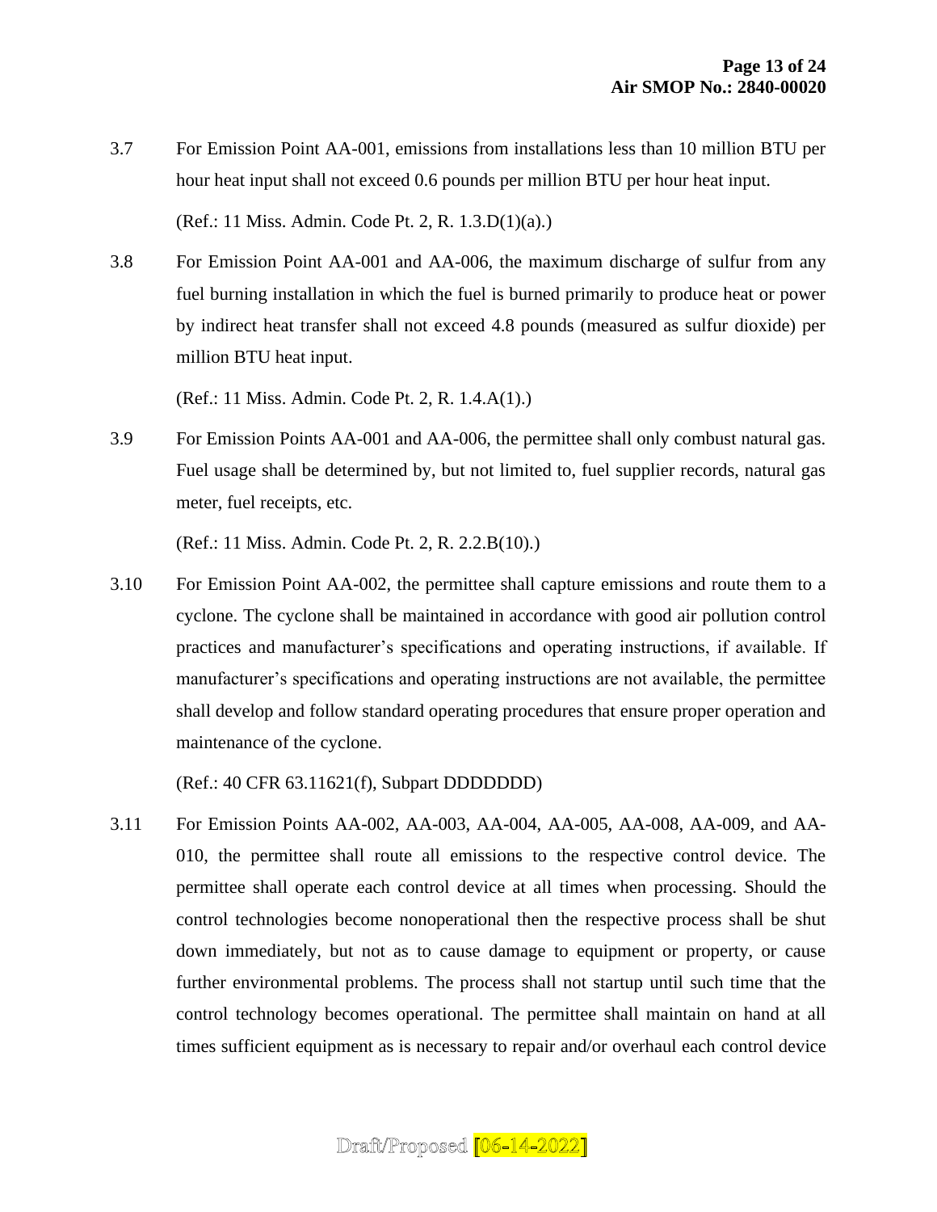3.7 For Emission Point AA-001, emissions from installations less than 10 million BTU per hour heat input shall not exceed 0.6 pounds per million BTU per hour heat input.

(Ref.: 11 Miss. Admin. Code Pt. 2, R. 1.3.D(1)(a).)

3.8 For Emission Point AA-001 and AA-006, the maximum discharge of sulfur from any fuel burning installation in which the fuel is burned primarily to produce heat or power by indirect heat transfer shall not exceed 4.8 pounds (measured as sulfur dioxide) per million BTU heat input.

(Ref.: 11 Miss. Admin. Code Pt. 2, R. 1.4.A(1).)

3.9 For Emission Points AA-001 and AA-006, the permittee shall only combust natural gas. Fuel usage shall be determined by, but not limited to, fuel supplier records, natural gas meter, fuel receipts, etc.

(Ref.: 11 Miss. Admin. Code Pt. 2, R. 2.2.B(10).)

3.10 For Emission Point AA-002, the permittee shall capture emissions and route them to a cyclone. The cyclone shall be maintained in accordance with good air pollution control practices and manufacturer's specifications and operating instructions, if available. If manufacturer's specifications and operating instructions are not available, the permittee shall develop and follow standard operating procedures that ensure proper operation and maintenance of the cyclone.

(Ref.: 40 CFR 63.11621(f), Subpart DDDDDDD)

3.11 For Emission Points AA-002, AA-003, AA-004, AA-005, AA-008, AA-009, and AA-010, the permittee shall route all emissions to the respective control device. The permittee shall operate each control device at all times when processing. Should the control technologies become nonoperational then the respective process shall be shut down immediately, but not as to cause damage to equipment or property, or cause further environmental problems. The process shall not startup until such time that the control technology becomes operational. The permittee shall maintain on hand at all times sufficient equipment as is necessary to repair and/or overhaul each control device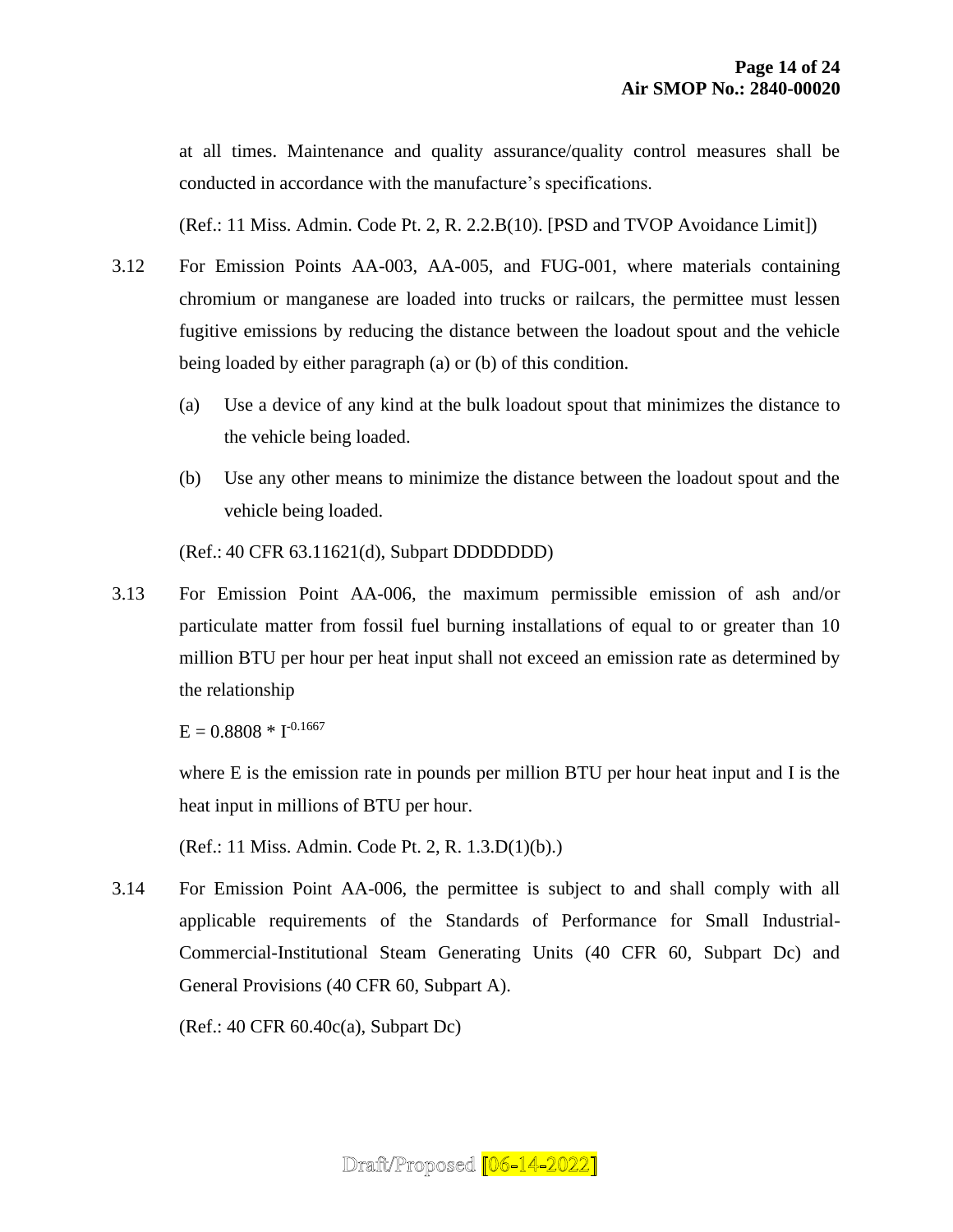at all times. Maintenance and quality assurance/quality control measures shall be conducted in accordance with the manufacture's specifications.

(Ref.: 11 Miss. Admin. Code Pt. 2, R. 2.2.B(10). [PSD and TVOP Avoidance Limit])

3.12 For Emission Points AA-003, AA-005, and FUG-001, where materials containing chromium or manganese are loaded into trucks or railcars, the permittee must lessen fugitive emissions by reducing the distance between the loadout spout and the vehicle being loaded by either paragraph (a) or (b) of this condition.

(a) Use a device of any kind at the bulk loadout spout that minimizes the distance to the vehicle being loaded.

(b) Use any other means to minimize the distance between the loadout spout and the vehicle being loaded.

(Ref.: 40 CFR 63.11621(d), Subpart DDDDDDD)

3.13 For Emission Point AA-006, the maximum permissible emission of ash and/or particulate matter from fossil fuel burning installations of equal to or greater than 10 million BTU per hour per heat input shall not exceed an emission rate as determined by the relationship

$$E = 0.8808 * I^{-0.1667}$$

where E is the emission rate in pounds per million BTU per hour heat input and I is the heat input in millions of BTU per hour.

(Ref.: 11 Miss. Admin. Code Pt. 2, R. 1.3.D(1)(b).)

3.14 For Emission Point AA-006, the permittee is subject to and shall comply with all applicable requirements of the Standards of Performance for Small Industrial-Commercial-Institutional Steam Generating Units (40 CFR 60, Subpart Dc) and General Provisions (40 CFR 60, Subpart A).

(Ref.: 40 CFR 60.40c(a), Subpart Dc)

Draft/Proposed [06-14-2022]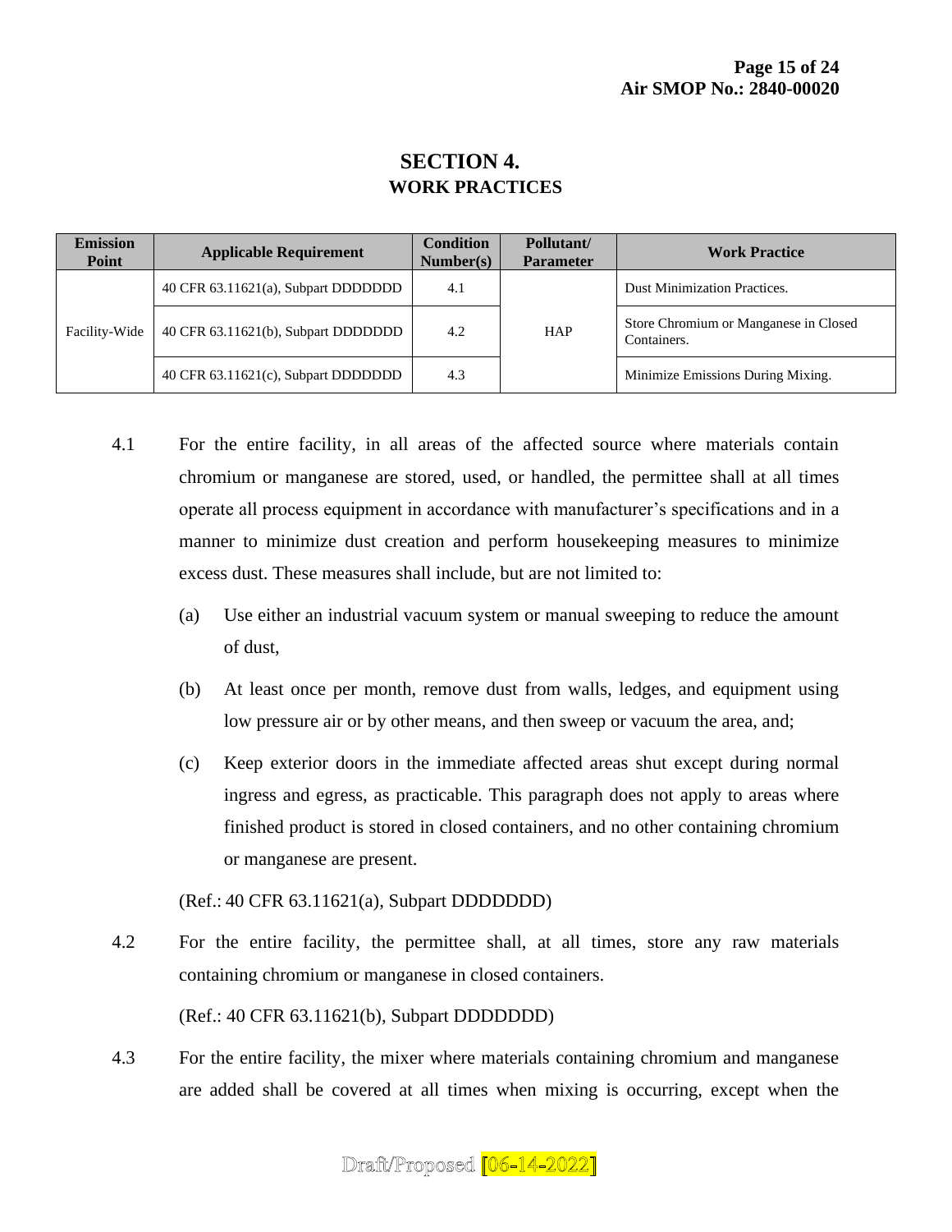# SECTION 4.
## WORK PRACTICES

| Emission Point | Applicable Requirement | Condition Number(s) | Pollutant/ Parameter | Work Practice |
|---|---|---|---|---|
| Facility-Wide | 40 CFR 63.11621(a), Subpart DDDDDDD | 4.1 | HAP | Dust Minimization Practices. |
| | 40 CFR 63.11621(b), Subpart DDDDDDD | 4.2 | | Store Chromium or Manganese in Closed Containers. |
| | 40 CFR 63.11621(c), Subpart DDDDDDD | 4.3 | | Minimize Emissions During Mixing. |

4.1 For the entire facility, in all areas of the affected source where materials contain chromium or manganese are stored, used, or handled, the permittee shall at all times operate all process equipment in accordance with manufacturer's specifications and in a manner to minimize dust creation and perform housekeeping measures to minimize excess dust. These measures shall include, but are not limited to:

(a) Use either an industrial vacuum system or manual sweeping to reduce the amount of dust,

(b) At least once per month, remove dust from walls, ledges, and equipment using low pressure air or by other means, and then sweep or vacuum the area, and;

(c) Keep exterior doors in the immediate affected areas shut except during normal ingress and egress, as practicable. This paragraph does not apply to areas where finished product is stored in closed containers, and no other containing chromium or manganese are present.

(Ref.: 40 CFR 63.11621(a), Subpart DDDDDDD)

4.2 For the entire facility, the permittee shall, at all times, store any raw materials containing chromium or manganese in closed containers.

(Ref.: 40 CFR 63.11621(b), Subpart DDDDDDD)

4.3 For the entire facility, the mixer where materials containing chromium and manganese are added shall be covered at all times when mixing is occurring, except when the

Draft/Proposed [06-14-2022]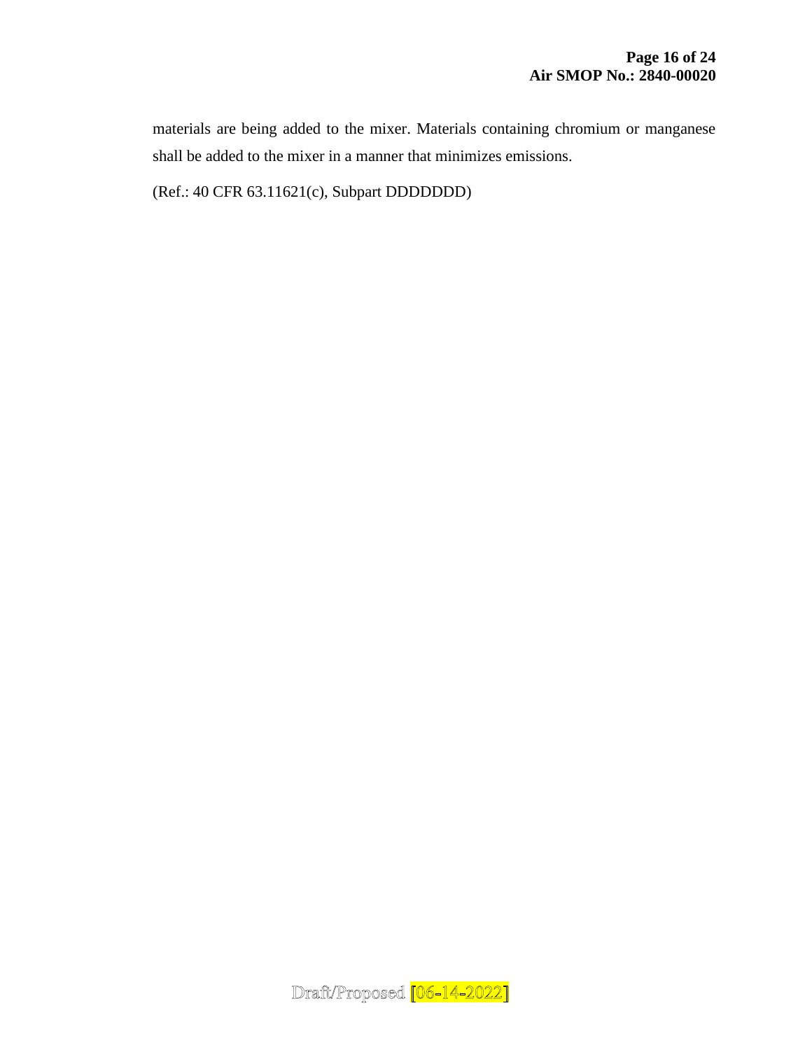materials are being added to the mixer. Materials containing chromium or manganese shall be added to the mixer in a manner that minimizes emissions.

(Ref.: 40 CFR 63.11621(c), Subpart DDDDDDD)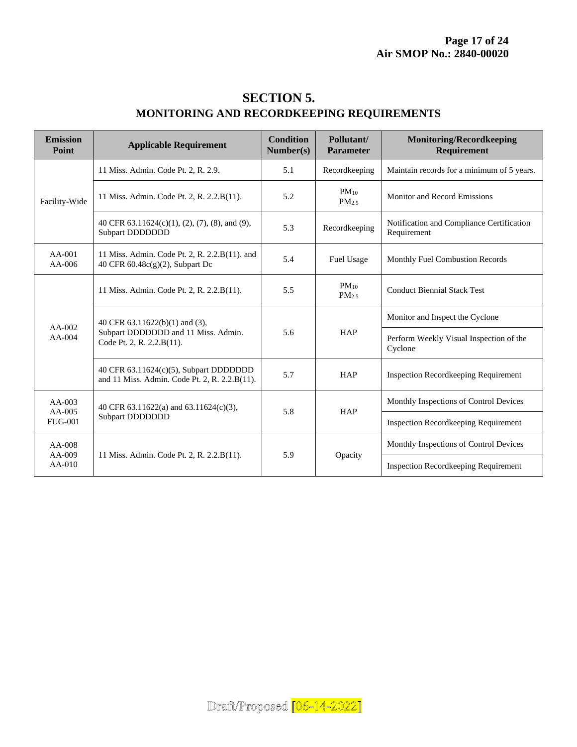# SECTION 5.

## MONITORING AND RECORDKEEPING REQUIREMENTS

| Emission Point | Applicable Requirement | Condition Number(s) | Pollutant/ Parameter | Monitoring/Recordkeeping Requirement |
|---|---|---|---|---|
| Facility-Wide | 11 Miss. Admin. Code Pt. 2, R. 2.9. | 5.1 | Recordkeeping | Maintain records for a minimum of 5 years. |
| | 11 Miss. Admin. Code Pt. 2, R. 2.2.B(11). | 5.2 | $PM_{10}$ $PM_{2.5}$ | Monitor and Record Emissions |
| | 40 CFR 63.11624(c)(1), (2), (7), (8), and (9), Subpart DDDDDDD | 5.3 | Recordkeeping | Notification and Compliance Certification Requirement |
| AA-001 AA-006 | 11 Miss. Admin. Code Pt. 2, R. 2.2.B(11). and 40 CFR 60.48c(g)(2), Subpart Dc | 5.4 | Fuel Usage | Monthly Fuel Combustion Records |
| AA-002 AA-004 | 11 Miss. Admin. Code Pt. 2, R. 2.2.B(11). | 5.5 | $PM_{10}$ $PM_{2.5}$ | Conduct Biennial Stack Test |
| | 40 CFR 63.11622(b)(1) and (3), Subpart DDDDDDD and 11 Miss. Admin. Code Pt. 2, R. 2.2.B(11). | 5.6 | HAP | Monitor and Inspect the Cyclone |
| | | | | Perform Weekly Visual Inspection of the Cyclone |
| | 40 CFR 63.11624(c)(5), Subpart DDDDDDD and 11 Miss. Admin. Code Pt. 2, R. 2.2.B(11). | 5.7 | HAP | Inspection Recordkeeping Requirement |
| AA-003 AA-005 FUG-001 | 40 CFR 63.11622(a) and 63.11624(c)(3), Subpart DDDDDDD | 5.8 | HAP | Monthly Inspections of Control Devices |
| | | | | Inspection Recordkeeping Requirement |
| AA-008 AA-009 AA-010 | 11 Miss. Admin. Code Pt. 2, R. 2.2.B(11). | 5.9 | Opacity | Monthly Inspections of Control Devices |
| | | | | Inspection Recordkeeping Requirement |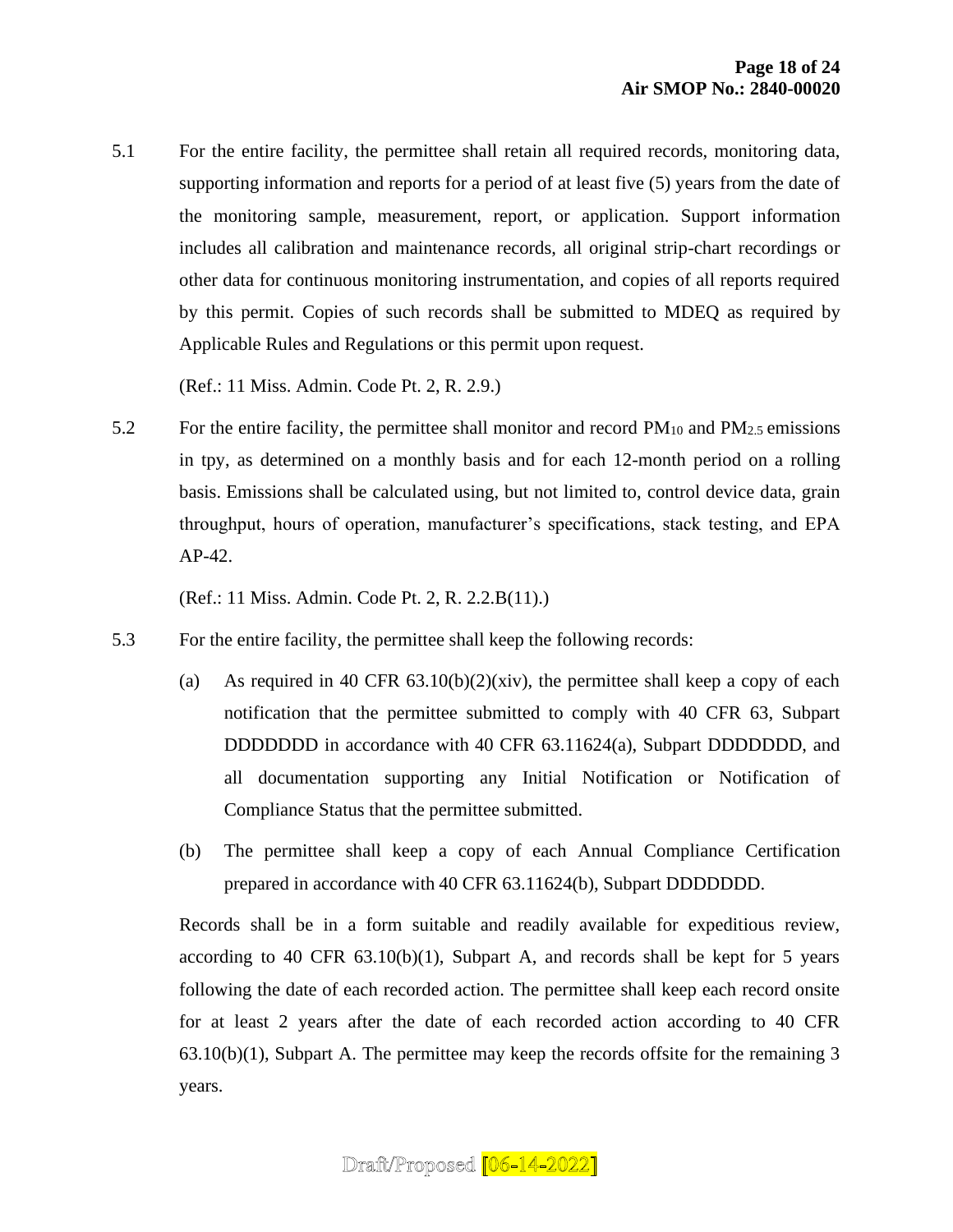5.1 For the entire facility, the permittee shall retain all required records, monitoring data, supporting information and reports for a period of at least five (5) years from the date of the monitoring sample, measurement, report, or application. Support information includes all calibration and maintenance records, all original strip-chart recordings or other data for continuous monitoring instrumentation, and copies of all reports required by this permit. Copies of such records shall be submitted to MDEQ as required by Applicable Rules and Regulations or this permit upon request.

(Ref.: 11 Miss. Admin. Code Pt. 2, R. 2.9.)

5.2 For the entire facility, the permittee shall monitor and record $PM_{10}$ and $PM_{2.5}$ emissions in tpy, as determined on a monthly basis and for each 12-month period on a rolling basis. Emissions shall be calculated using, but not limited to, control device data, grain throughput, hours of operation, manufacturer's specifications, stack testing, and EPA AP-42.

(Ref.: 11 Miss. Admin. Code Pt. 2, R. 2.2.B(11).)

5.3 For the entire facility, the permittee shall keep the following records:

(a) As required in 40 CFR 63.10(b)(2)(xiv), the permittee shall keep a copy of each notification that the permittee submitted to comply with 40 CFR 63, Subpart DDDDDDD in accordance with 40 CFR 63.11624(a), Subpart DDDDDDD, and all documentation supporting any Initial Notification or Notification of Compliance Status that the permittee submitted.

(b) The permittee shall keep a copy of each Annual Compliance Certification prepared in accordance with 40 CFR 63.11624(b), Subpart DDDDDDD.

Records shall be in a form suitable and readily available for expeditious review, according to 40 CFR 63.10(b)(1), Subpart A, and records shall be kept for 5 years following the date of each recorded action. The permittee shall keep each record onsite for at least 2 years after the date of each recorded action according to 40 CFR 63.10(b)(1), Subpart A. The permittee may keep the records offsite for the remaining 3 years.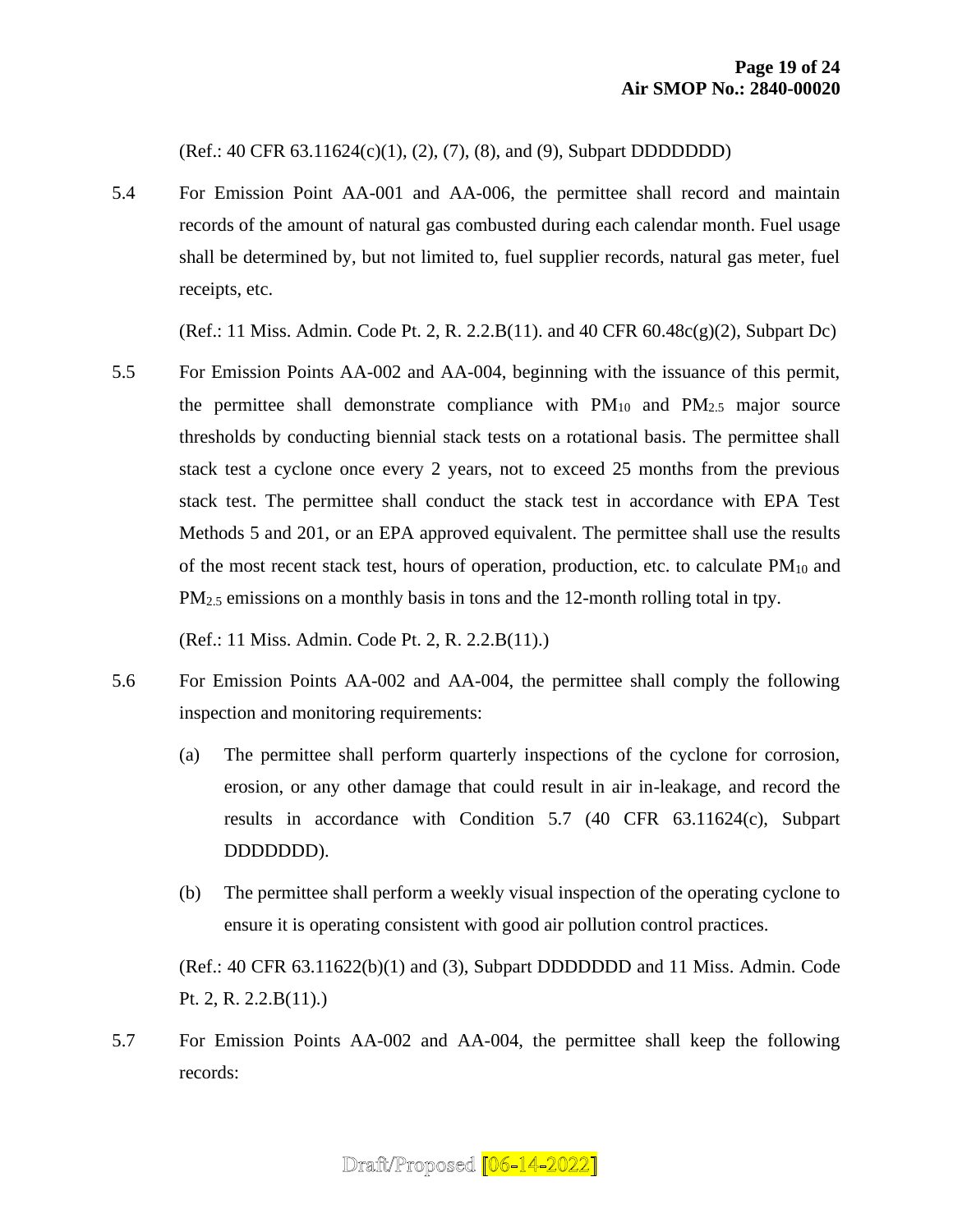(Ref.: 40 CFR 63.11624(c)(1), (2), (7), (8), and (9), Subpart DDDDDDD)

5.4 For Emission Point AA-001 and AA-006, the permittee shall record and maintain records of the amount of natural gas combusted during each calendar month. Fuel usage shall be determined by, but not limited to, fuel supplier records, natural gas meter, fuel receipts, etc.

(Ref.: 11 Miss. Admin. Code Pt. 2, R. 2.2.B(11). and 40 CFR 60.48c(g)(2), Subpart Dc)

5.5 For Emission Points AA-002 and AA-004, beginning with the issuance of this permit, the permittee shall demonstrate compliance with $PM_{10}$ and $PM_{2.5}$ major source thresholds by conducting biennial stack tests on a rotational basis. The permittee shall stack test a cyclone once every 2 years, not to exceed 25 months from the previous stack test. The permittee shall conduct the stack test in accordance with EPA Test Methods 5 and 201, or an EPA approved equivalent. The permittee shall use the results of the most recent stack test, hours of operation, production, etc. to calculate $PM_{10}$ and $PM_{2.5}$ emissions on a monthly basis in tons and the 12-month rolling total in tpy.

(Ref.: 11 Miss. Admin. Code Pt. 2, R. 2.2.B(11).)

5.6 For Emission Points AA-002 and AA-004, the permittee shall comply the following inspection and monitoring requirements:

(a) The permittee shall perform quarterly inspections of the cyclone for corrosion, erosion, or any other damage that could result in air in-leakage, and record the results in accordance with Condition 5.7 (40 CFR 63.11624(c), Subpart DDDDDDD).

(b) The permittee shall perform a weekly visual inspection of the operating cyclone to ensure it is operating consistent with good air pollution control practices.

(Ref.: 40 CFR 63.11622(b)(1) and (3), Subpart DDDDDDD and 11 Miss. Admin. Code Pt. 2, R. 2.2.B(11).)

5.7 For Emission Points AA-002 and AA-004, the permittee shall keep the following records: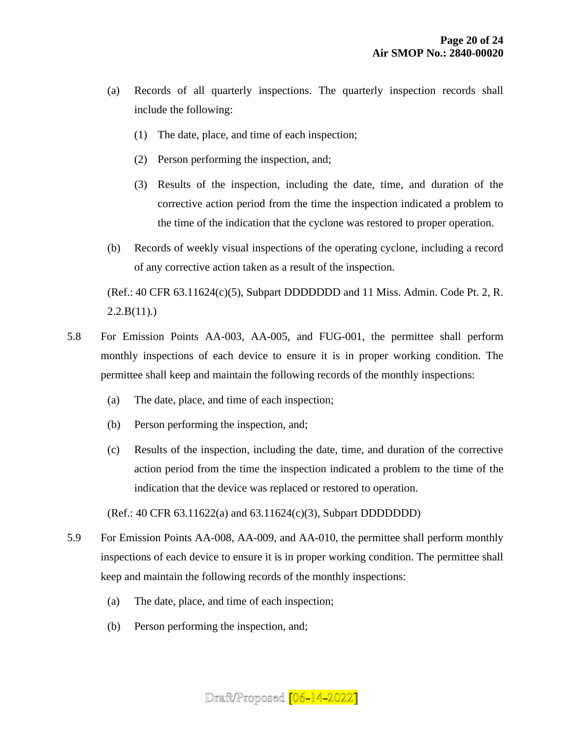(a) Records of all quarterly inspections. The quarterly inspection records shall include the following:

   (1) The date, place, and time of each inspection;

   (2) Person performing the inspection, and;

   (3) Results of the inspection, including the date, time, and duration of the corrective action period from the time the inspection indicated a problem to the time of the indication that the cyclone was restored to proper operation.

(b) Records of weekly visual inspections of the operating cyclone, including a record of any corrective action taken as a result of the inspection.

(Ref.: 40 CFR 63.11624(c)(5), Subpart DDDDDDD and 11 Miss. Admin. Code Pt. 2, R. 2.2.B(11).)

5.8 For Emission Points AA-003, AA-005, and FUG-001, the permittee shall perform monthly inspections of each device to ensure it is in proper working condition. The permittee shall keep and maintain the following records of the monthly inspections:

(a) The date, place, and time of each inspection;

(b) Person performing the inspection, and;

(c) Results of the inspection, including the date, time, and duration of the corrective action period from the time the inspection indicated a problem to the time of the indication that the device was replaced or restored to operation.

(Ref.: 40 CFR 63.11622(a) and 63.11624(c)(3), Subpart DDDDDDD)

5.9 For Emission Points AA-008, AA-009, and AA-010, the permittee shall perform monthly inspections of each device to ensure it is in proper working condition. The permittee shall keep and maintain the following records of the monthly inspections:

(a) The date, place, and time of each inspection;

(b) Person performing the inspection, and;

Draft/Proposed [06-14-2022]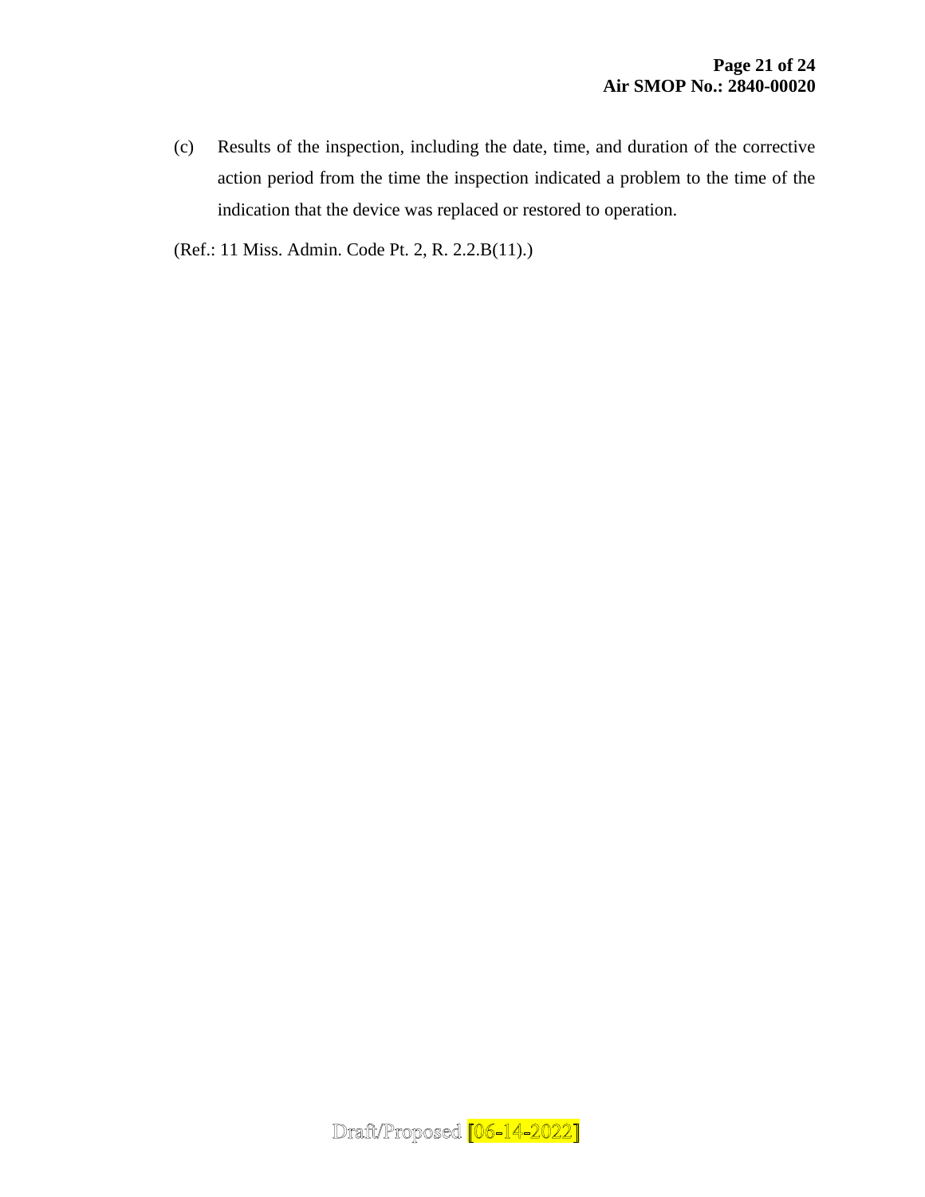(c) Results of the inspection, including the date, time, and duration of the corrective action period from the time the inspection indicated a problem to the time of the indication that the device was replaced or restored to operation.

(Ref.: 11 Miss. Admin. Code Pt. 2, R. 2.2.B(11).)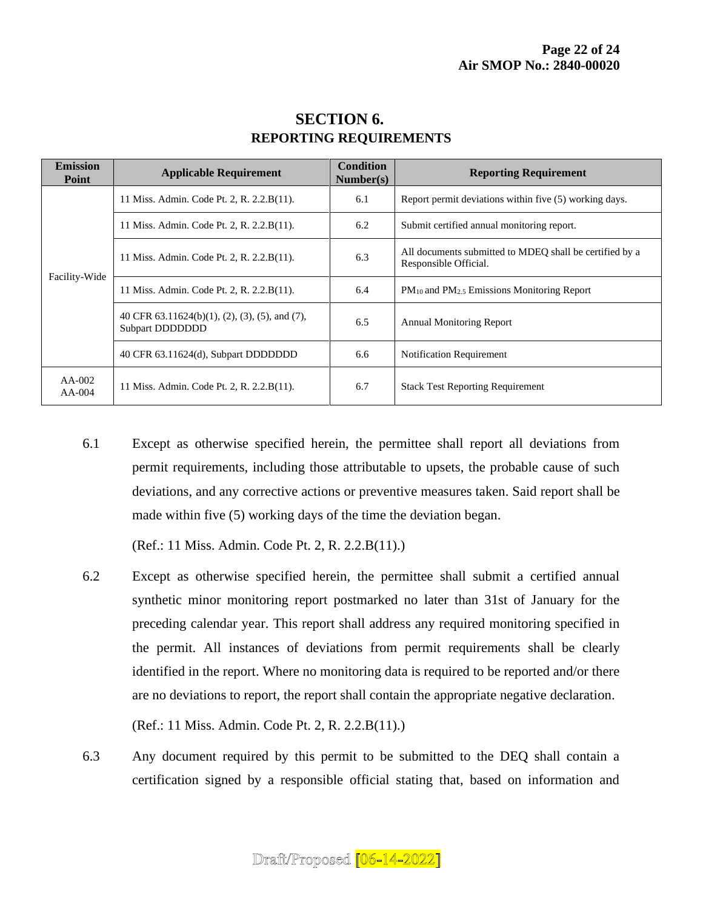# SECTION 6.
## REPORTING REQUIREMENTS

| Emission Point | Applicable Requirement | Condition Number(s) | Reporting Requirement |
|---|---|---|---|
| Facility-Wide | 11 Miss. Admin. Code Pt. 2, R. 2.2.B(11). | 6.1 | Report permit deviations within five (5) working days. |
| | 11 Miss. Admin. Code Pt. 2, R. 2.2.B(11). | 6.2 | Submit certified annual monitoring report. |
| | 11 Miss. Admin. Code Pt. 2, R. 2.2.B(11). | 6.3 | All documents submitted to MDEQ shall be certified by a Responsible Official. |
| | 11 Miss. Admin. Code Pt. 2, R. 2.2.B(11). | 6.4 | $PM_{10}$ and $PM_{2.5}$ Emissions Monitoring Report |
| | 40 CFR 63.11624(b)(1), (2), (3), (5), and (7), Subpart DDDDDDD | 6.5 | Annual Monitoring Report |
| | 40 CFR 63.11624(d), Subpart DDDDDDD | 6.6 | Notification Requirement |
| AA-002 AA-004 | 11 Miss. Admin. Code Pt. 2, R. 2.2.B(11). | 6.7 | Stack Test Reporting Requirement |

6.1 Except as otherwise specified herein, the permittee shall report all deviations from permit requirements, including those attributable to upsets, the probable cause of such deviations, and any corrective actions or preventive measures taken. Said report shall be made within five (5) working days of the time the deviation began.

(Ref.: 11 Miss. Admin. Code Pt. 2, R. 2.2.B(11).)

6.2 Except as otherwise specified herein, the permittee shall submit a certified annual synthetic minor monitoring report postmarked no later than 31st of January for the preceding calendar year. This report shall address any required monitoring specified in the permit. All instances of deviations from permit requirements shall be clearly identified in the report. Where no monitoring data is required to be reported and/or there are no deviations to report, the report shall contain the appropriate negative declaration.

(Ref.: 11 Miss. Admin. Code Pt. 2, R. 2.2.B(11).)

6.3 Any document required by this permit to be submitted to the DEQ shall contain a certification signed by a responsible official stating that, based on information and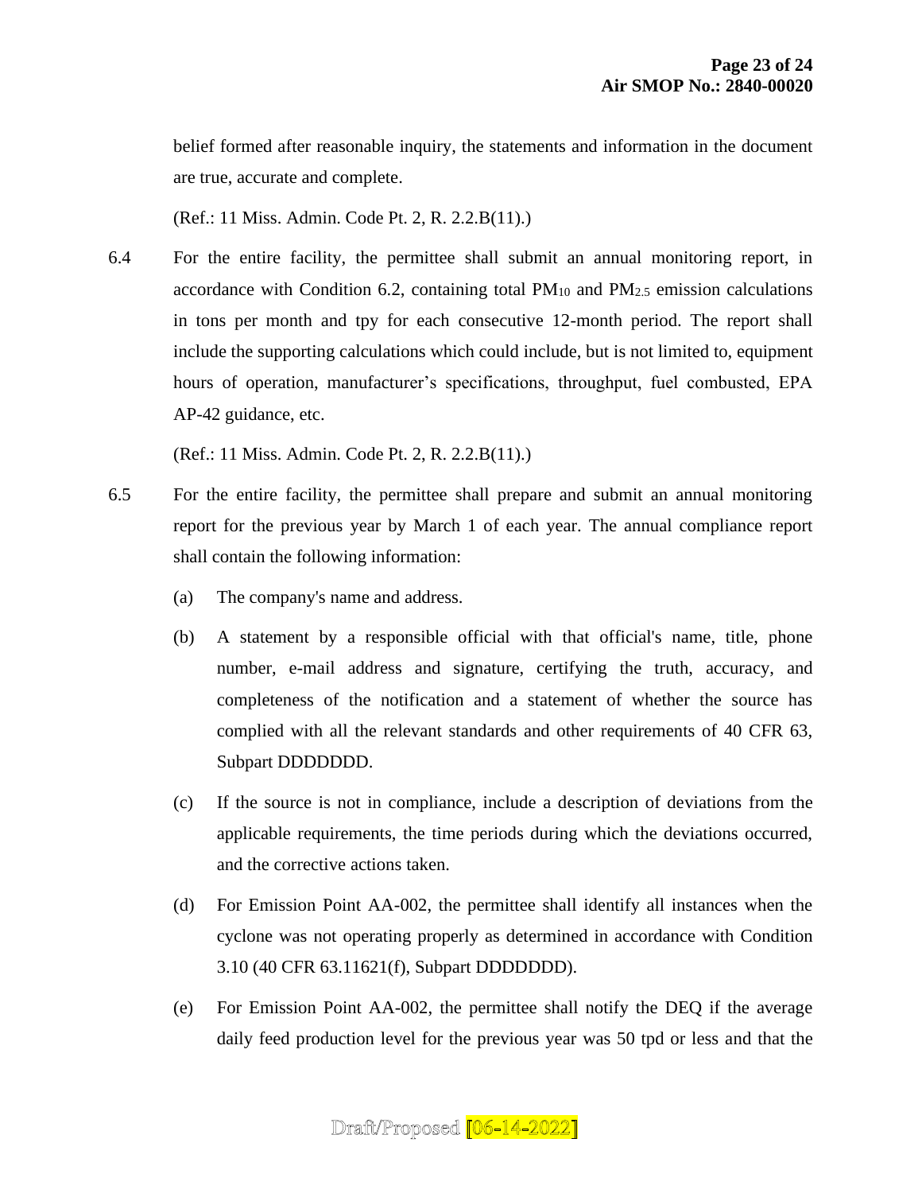belief formed after reasonable inquiry, the statements and information in the document are true, accurate and complete.

(Ref.: 11 Miss. Admin. Code Pt. 2, R. 2.2.B(11).)

6.4 For the entire facility, the permittee shall submit an annual monitoring report, in accordance with Condition 6.2, containing total $PM_{10}$ and $PM_{2.5}$ emission calculations in tons per month and tpy for each consecutive 12-month period. The report shall include the supporting calculations which could include, but is not limited to, equipment hours of operation, manufacturer's specifications, throughput, fuel combusted, EPA AP-42 guidance, etc.

(Ref.: 11 Miss. Admin. Code Pt. 2, R. 2.2.B(11).)

6.5 For the entire facility, the permittee shall prepare and submit an annual monitoring report for the previous year by March 1 of each year. The annual compliance report shall contain the following information:

(a) The company's name and address.

(b) A statement by a responsible official with that official's name, title, phone number, e-mail address and signature, certifying the truth, accuracy, and completeness of the notification and a statement of whether the source has complied with all the relevant standards and other requirements of 40 CFR 63, Subpart DDDDDDD.

(c) If the source is not in compliance, include a description of deviations from the applicable requirements, the time periods during which the deviations occurred, and the corrective actions taken.

(d) For Emission Point AA-002, the permittee shall identify all instances when the cyclone was not operating properly as determined in accordance with Condition 3.10 (40 CFR 63.11621(f), Subpart DDDDDDD).

(e) For Emission Point AA-002, the permittee shall notify the DEQ if the average daily feed production level for the previous year was 50 tpd or less and that the

Draft/Proposed [06-14-2022]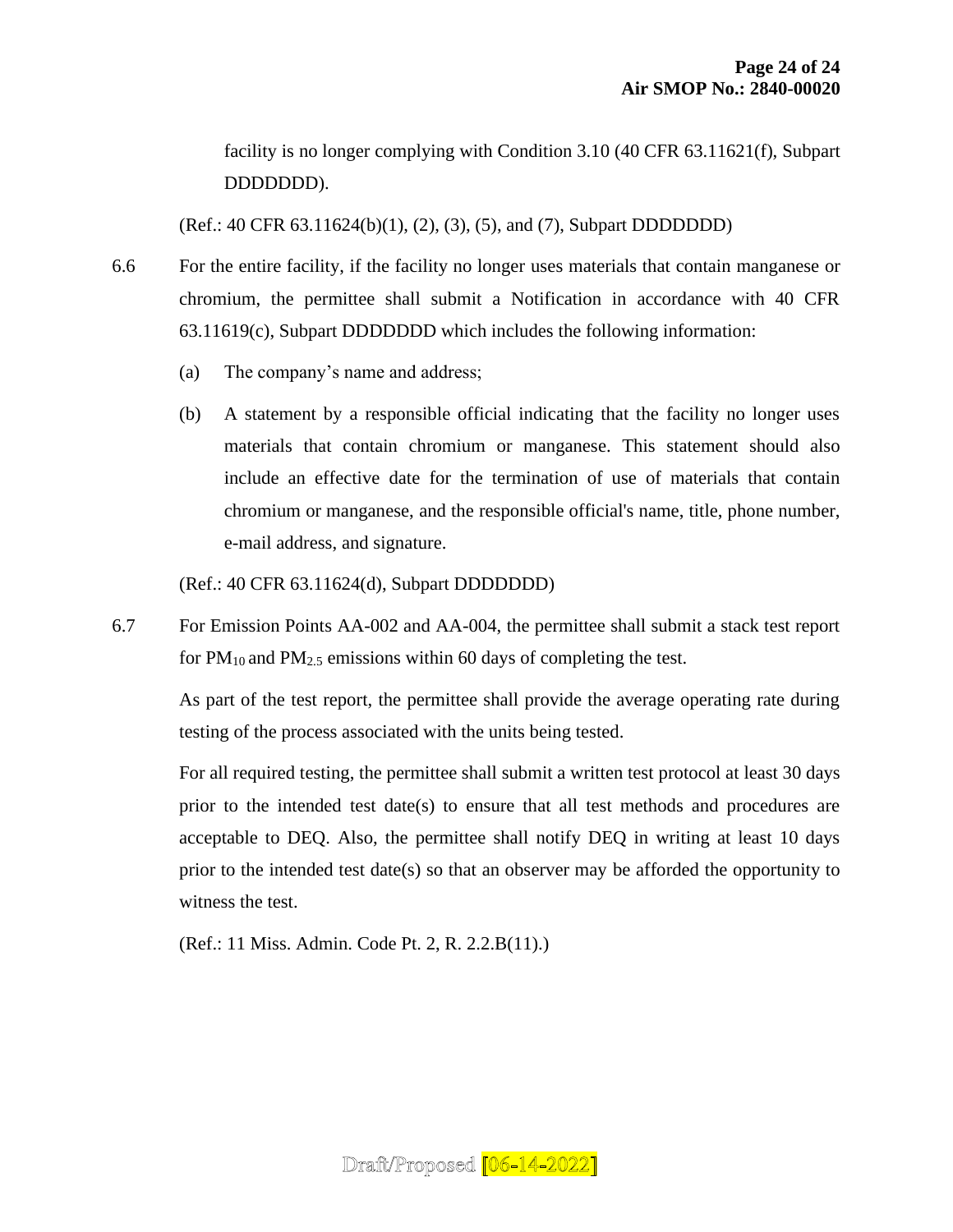facility is no longer complying with Condition 3.10 (40 CFR 63.11621(f), Subpart DDDDDDD).

(Ref.: 40 CFR 63.11624(b)(1), (2), (3), (5), and (7), Subpart DDDDDDD)

6.6 For the entire facility, if the facility no longer uses materials that contain manganese or chromium, the permittee shall submit a Notification in accordance with 40 CFR 63.11619(c), Subpart DDDDDDD which includes the following information:

(a) The company's name and address;

(b) A statement by a responsible official indicating that the facility no longer uses materials that contain chromium or manganese. This statement should also include an effective date for the termination of use of materials that contain chromium or manganese, and the responsible official's name, title, phone number, e-mail address, and signature.

(Ref.: 40 CFR 63.11624(d), Subpart DDDDDDD)

6.7 For Emission Points AA-002 and AA-004, the permittee shall submit a stack test report for $PM_{10}$ and $PM_{2.5}$ emissions within 60 days of completing the test.

As part of the test report, the permittee shall provide the average operating rate during testing of the process associated with the units being tested.

For all required testing, the permittee shall submit a written test protocol at least 30 days prior to the intended test date(s) to ensure that all test methods and procedures are acceptable to DEQ. Also, the permittee shall notify DEQ in writing at least 10 days prior to the intended test date(s) so that an observer may be afforded the opportunity to witness the test.

(Ref.: 11 Miss. Admin. Code Pt. 2, R. 2.2.B(11).)

Draft/Proposed [06-14-2022]